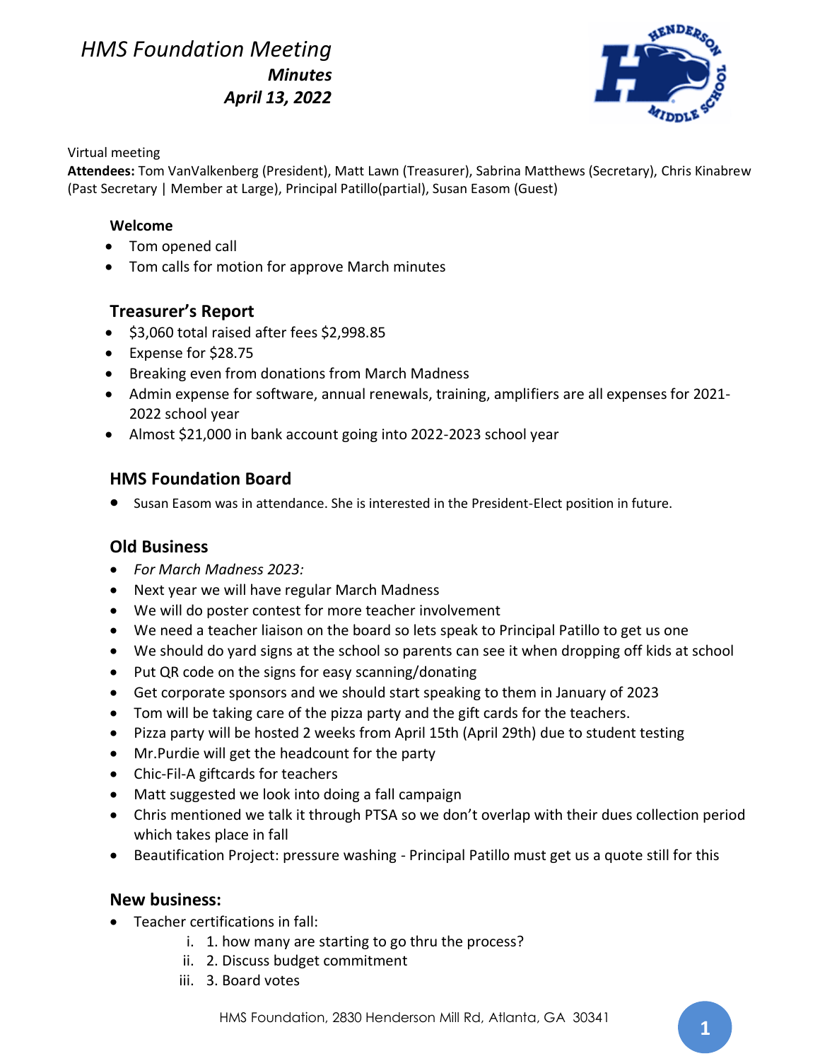# HMS Foundation Meeting

***Minutes***

***April 13, 2022***

Virtual meeting

**Attendees:** Tom VanValkenberg (President), Matt Lawn (Treasurer), Sabrina Matthews (Secretary), Chris Kinabrew (Past Secretary | Member at Large), Principal Patillo(partial), Susan Easom (Guest)

### Welcome

- Tom opened call
- Tom calls for motion for approve March minutes

## Treasurer's Report

- $3,060 total raised after fees $2,998.85
- Expense for $28.75
- Breaking even from donations from March Madness
- Admin expense for software, annual renewals, training, amplifiers are all expenses for 2021-2022 school year
- Almost $21,000 in bank account going into 2022-2023 school year

## HMS Foundation Board

- Susan Easom was in attendance. She is interested in the President-Elect position in future.

## Old Business

- *For March Madness 2023:*
- Next year we will have regular March Madness
- We will do poster contest for more teacher involvement
- We need a teacher liaison on the board so lets speak to Principal Patillo to get us one
- We should do yard signs at the school so parents can see it when dropping off kids at school
- Put QR code on the signs for easy scanning/donating
- Get corporate sponsors and we should start speaking to them in January of 2023
- Tom will be taking care of the pizza party and the gift cards for the teachers.
- Pizza party will be hosted 2 weeks from April 15th (April 29th) due to student testing
- Mr.Purdie will get the headcount for the party
- Chic-Fil-A giftcards for teachers
- Matt suggested we look into doing a fall campaign
- Chris mentioned we talk it through PTSA so we don't overlap with their dues collection period which takes place in fall
- Beautification Project: pressure washing - Principal Patillo must get us a quote still for this

## New business:

- Teacher certifications in fall:
    - i. 1. how many are starting to go thru the process?
    - ii. 2. Discuss budget commitment
    - iii. 3. Board votes

HMS Foundation, 2830 Henderson Mill Rd, Atlanta, GA 30341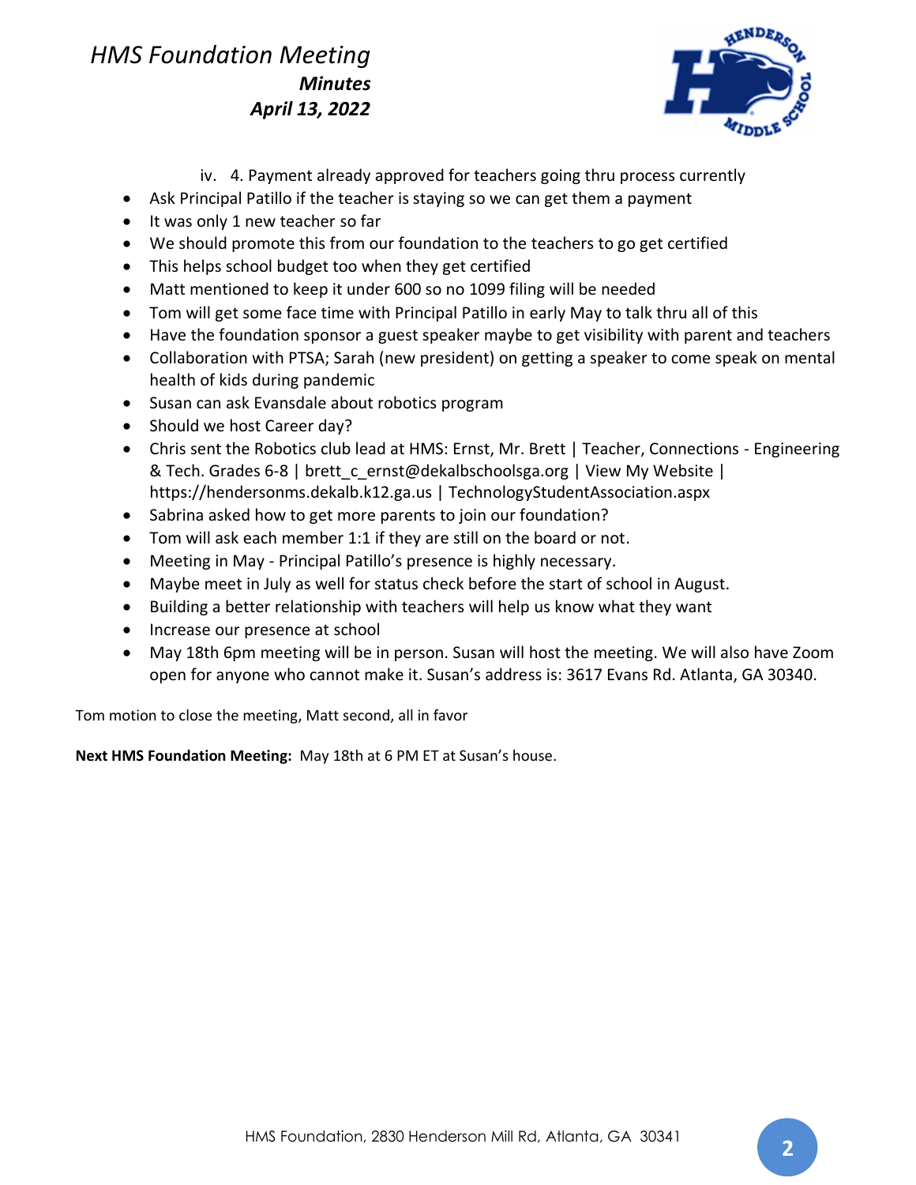iv. 4. Payment already approved for teachers going thru process currently

- Ask Principal Patillo if the teacher is staying so we can get them a payment
- It was only 1 new teacher so far
- We should promote this from our foundation to the teachers to go get certified
- This helps school budget too when they get certified
- Matt mentioned to keep it under 600 so no 1099 filing will be needed
- Tom will get some face time with Principal Patillo in early May to talk thru all of this
- Have the foundation sponsor a guest speaker maybe to get visibility with parent and teachers
- Collaboration with PTSA; Sarah (new president) on getting a speaker to come speak on mental health of kids during pandemic
- Susan can ask Evansdale about robotics program
- Should we host Career day?
- Chris sent the Robotics club lead at HMS: Ernst, Mr. Brett | Teacher, Connections - Engineering & Tech. Grades 6-8 | brett_c_ernst@dekalbschoolsga.org | View My Website | https://hendersonms.dekalb.k12.ga.us | TechnologyStudentAssociation.aspx
- Sabrina asked how to get more parents to join our foundation?
- Tom will ask each member 1:1 if they are still on the board or not.
- Meeting in May - Principal Patillo's presence is highly necessary.
- Maybe meet in July as well for status check before the start of school in August.
- Building a better relationship with teachers will help us know what they want
- Increase our presence at school
- May 18th 6pm meeting will be in person. Susan will host the meeting. We will also have Zoom open for anyone who cannot make it. Susan's address is: 3617 Evans Rd. Atlanta, GA 30340.

Tom motion to close the meeting, Matt second, all in favor

**Next HMS Foundation Meeting:** May 18th at 6 PM ET at Susan's house.